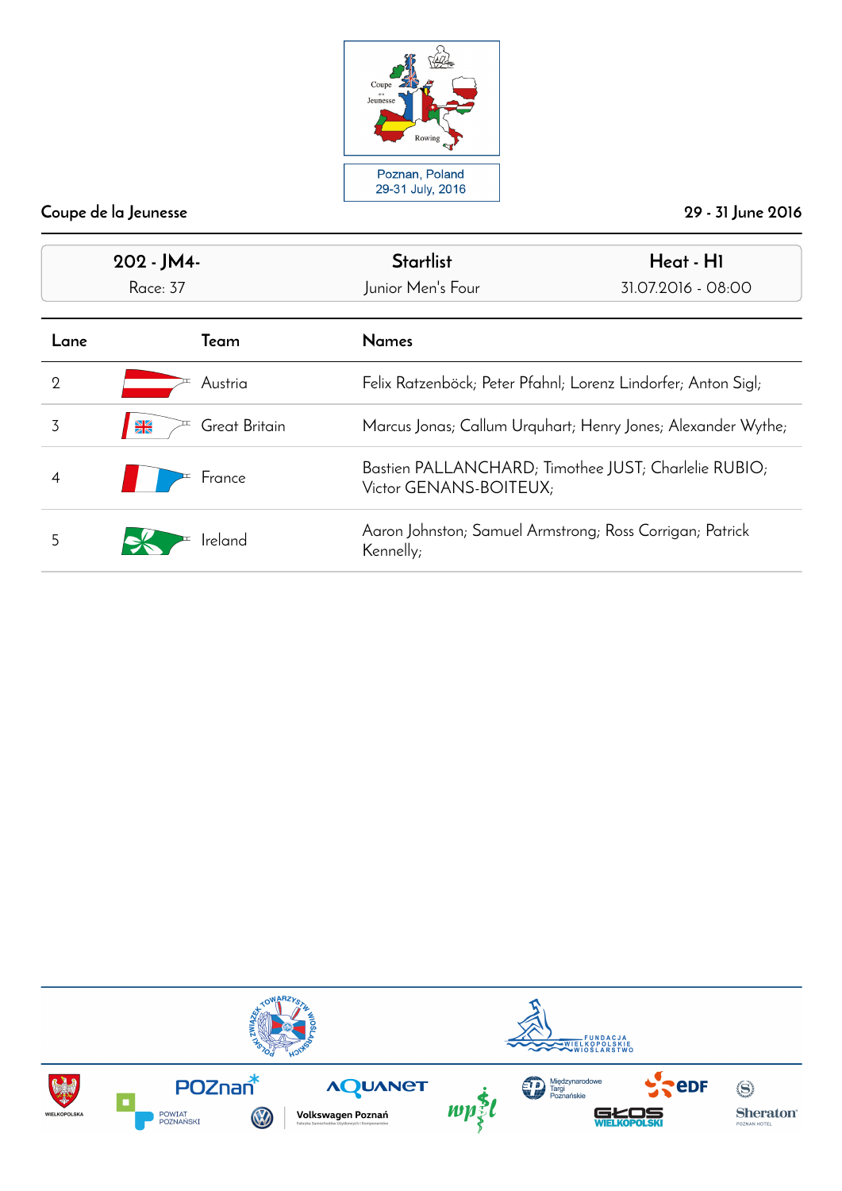Poznan, Poland
29-31 July, 2016

Coupe de la Jeunesse — 29 - 31 June 2016

| 202 - JM4- | Startlist | Heat - H1 |
|---|---|---|
| Race: 37 | Junior Men's Four | 31.07.2016 - 08:00 |

| Lane | Team | Names |
|---|---|---|
| 2 | Austria | Felix Ratzenböck; Peter Pfahnl; Lorenz Lindorfer; Anton Sigl; |
| 3 | Great Britain | Marcus Jonas; Callum Urquhart; Henry Jones; Alexander Wythe; |
| 4 | France | Bastien PALLANCHARD; Timothee JUST; Charlelie RUBIO; Victor GENANS-BOITEUX; |
| 5 | Ireland | Aaron Johnston; Samuel Armstrong; Ross Corrigan; Patrick Kennelly; |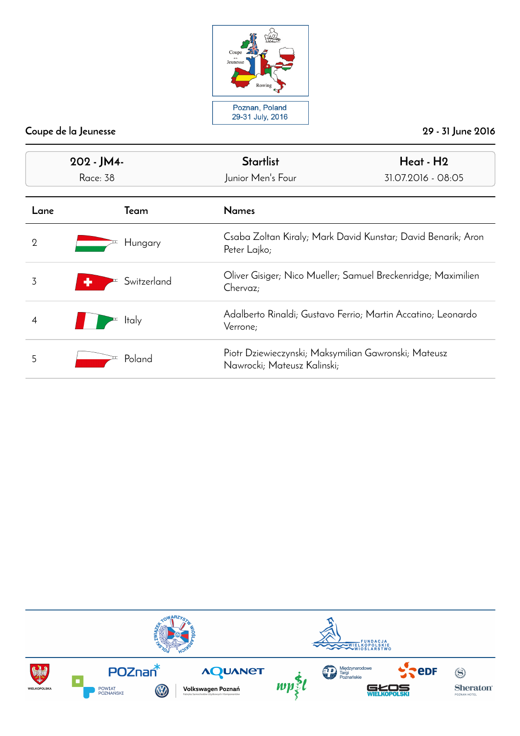Coupe de la Jeunesse — 29 - 31 June 2016

Poznan, Poland
29-31 July, 2016

| 202 - JM4- | Startlist | Heat - H2 |
|---|---|---|
| Race: 38 | Junior Men's Four | 31.07.2016 - 08:05 |

| Lane | Team | Names |
|---|---|---|
| 2 | Hungary | Csaba Zoltan Kiraly; Mark David Kunstar; David Benarik; Aron Peter Lajko; |
| 3 | Switzerland | Oliver Gisiger; Nico Mueller; Samuel Breckenridge; Maximilien Chervaz; |
| 4 | Italy | Adalberto Rinaldi; Gustavo Ferrio; Martin Accatino; Leonardo Verrone; |
| 5 | Poland | Piotr Dziewieczynski; Maksymilian Gawronski; Mateusz Nawrocki; Mateusz Kalinski; |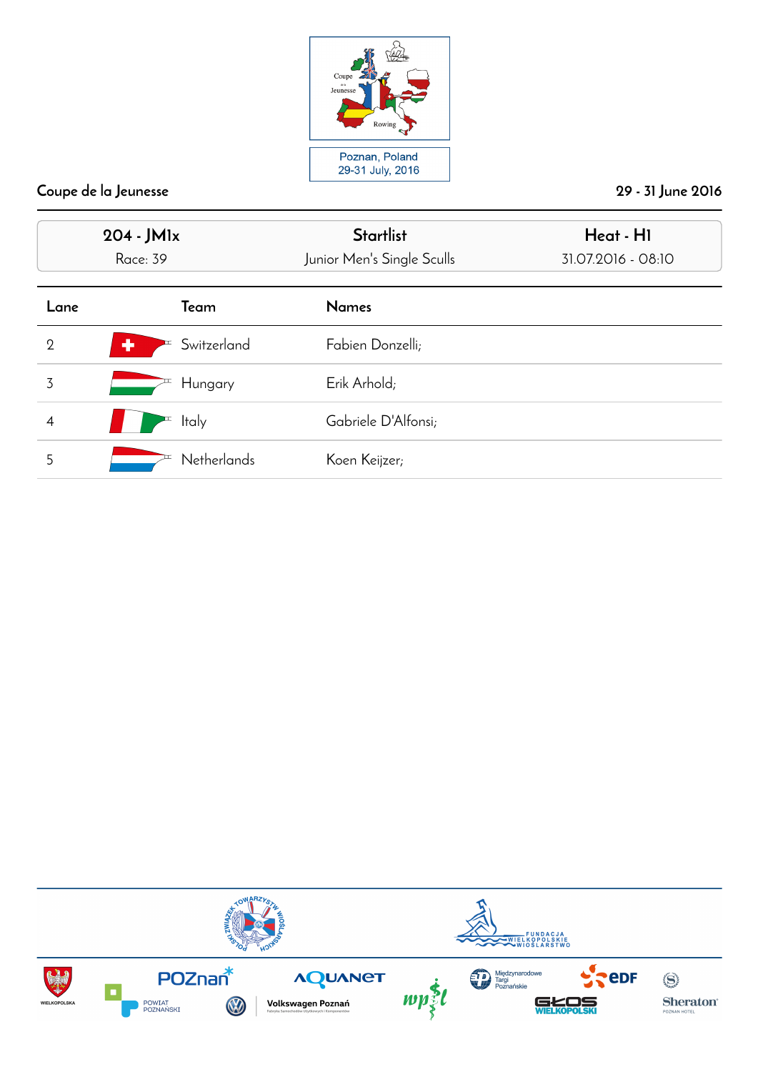Poznan, Poland
29-31 July, 2016

**Coupe de la Jeunesse** — **29 - 31 June 2016**

| 204 - JM1x | Startlist | Heat - H1 |
|---|---|---|
| Race: 39 | Junior Men's Single Sculls | 31.07.2016 - 08:10 |

| Lane | Team | Names |
|---|---|---|
| 2 | Switzerland | Fabien Donzelli; |
| 3 | Hungary | Erik Arhold; |
| 4 | Italy | Gabriele D'Alfonsi; |
| 5 | Netherlands | Koen Keijzer; |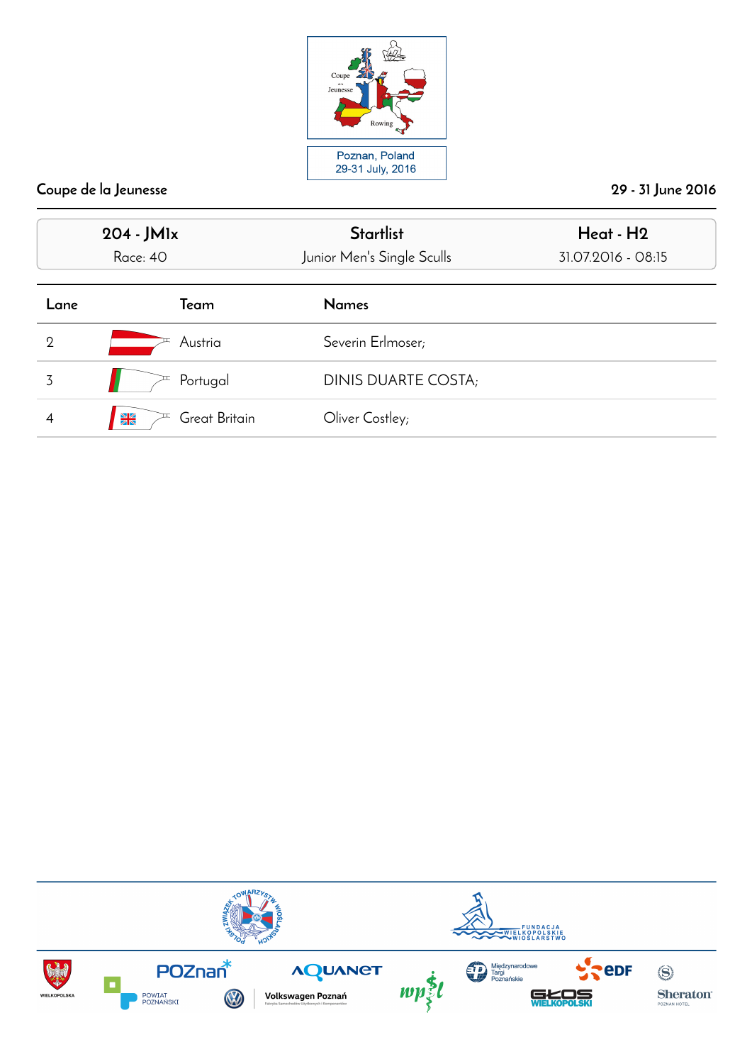Poznan, Poland
29-31 July, 2016

Coupe de la Jeunesse | 29 - 31 June 2016

| 204 - JM1x | Startlist | Heat - H2 |
|---|---|---|
| Race: 40 | Junior Men's Single Sculls | 31.07.2016 - 08:15 |

| Lane | Team | Names |
|---|---|---|
| 2 | Austria | Severin Erlmoser; |
| 3 | Portugal | DINIS DUARTE COSTA; |
| 4 | Great Britain | Oliver Costley; |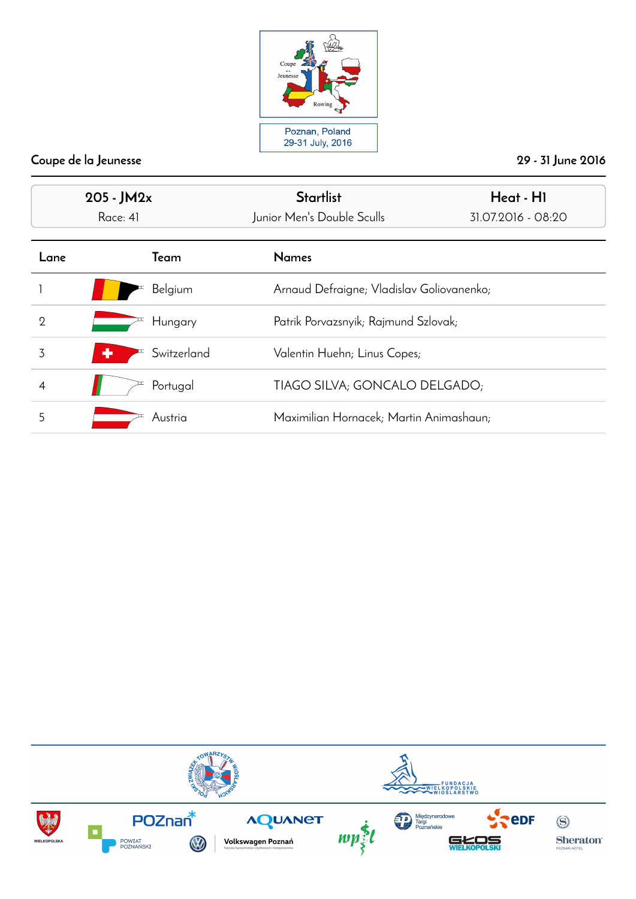Poznan, Poland
29-31 July, 2016

Coupe de la Jeunesse — 29 - 31 June 2016

| 205 - JM2x | Startlist | Heat - H1 |
|---|---|---|
| Race: 41 | Junior Men's Double Sculls | 31.07.2016 - 08:20 |

| Lane | Team | Names |
|---|---|---|
| 1 | Belgium | Arnaud Defraigne; Vladislav Goliovanenko; |
| 2 | Hungary | Patrik Porvazsnyik; Rajmund Szlovak; |
| 3 | Switzerland | Valentin Huehn; Linus Copes; |
| 4 | Portugal | TIAGO SILVA; GONCALO DELGADO; |
| 5 | Austria | Maximilian Hornacek; Martin Animashaun; |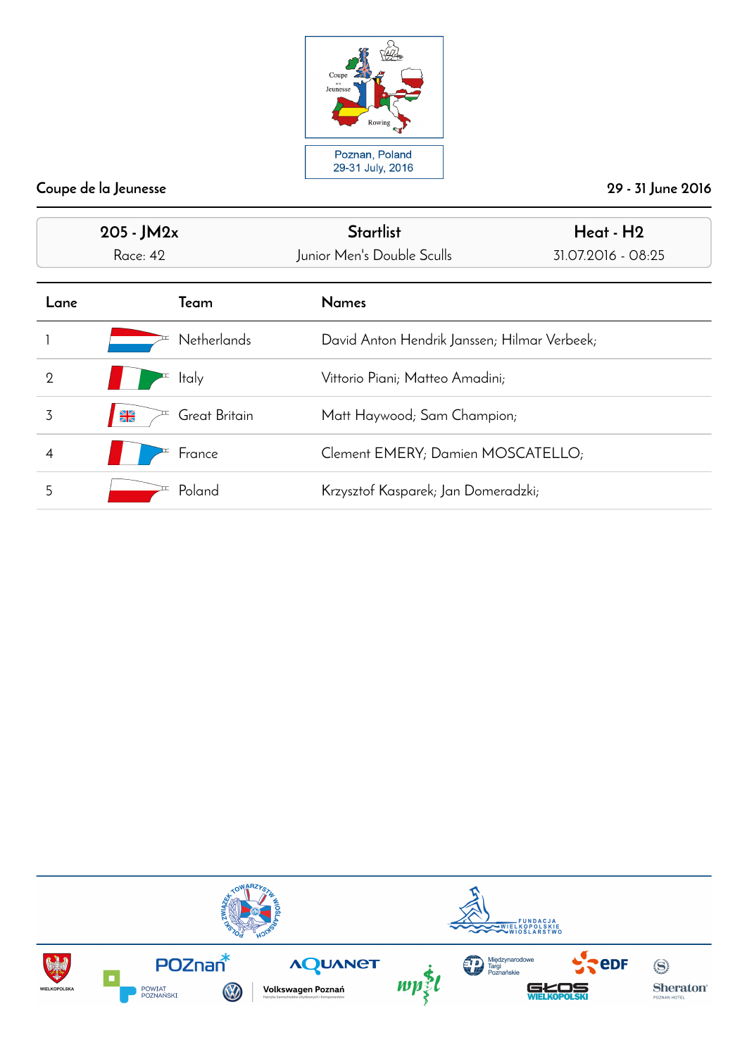Poznan, Poland
29-31 July, 2016

Coupe de la Jeunesse — 29 - 31 June 2016

| 205 - JM2x | Startlist | Heat - H2 |
|---|---|---|
| Race: 42 | Junior Men's Double Sculls | 31.07.2016 - 08:25 |

| Lane | Team | Names |
|---|---|---|
| 1 | Netherlands | David Anton Hendrik Janssen; Hilmar Verbeek; |
| 2 | Italy | Vittorio Piani; Matteo Amadini; |
| 3 | Great Britain | Matt Haywood; Sam Champion; |
| 4 | France | Clement EMERY; Damien MOSCATELLO; |
| 5 | Poland | Krzysztof Kasparek; Jan Domeradzki; |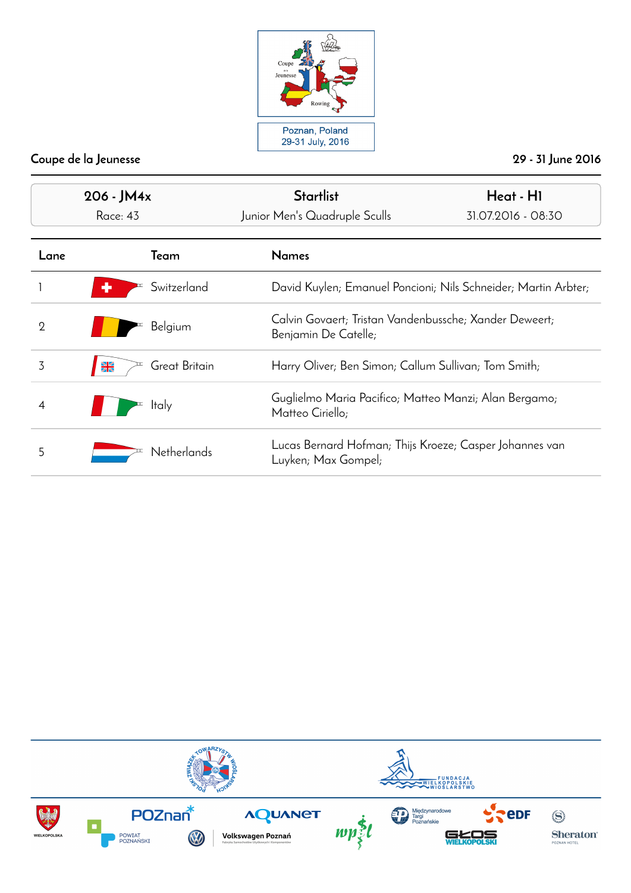Poznan, Poland
29-31 July, 2016

Coupe de la Jeunesse — 29 - 31 June 2016

| 206 - JM4x | Startlist | Heat - H1 |
|---|---|---|
| Race: 43 | Junior Men's Quadruple Sculls | 31.07.2016 - 08:30 |

| Lane | Team | Names |
|---|---|---|
| 1 | Switzerland | David Kuylen; Emanuel Poncioni; Nils Schneider; Martin Arbter; |
| 2 | Belgium | Calvin Govaert; Tristan Vandenbussche; Xander Deweert; Benjamin De Catelle; |
| 3 | Great Britain | Harry Oliver; Ben Simon; Callum Sullivan; Tom Smith; |
| 4 | Italy | Guglielmo Maria Pacifico; Matteo Manzi; Alan Bergamo; Matteo Ciriello; |
| 5 | Netherlands | Lucas Bernard Hofman; Thijs Kroeze; Casper Johannes van Luyken; Max Gompel; |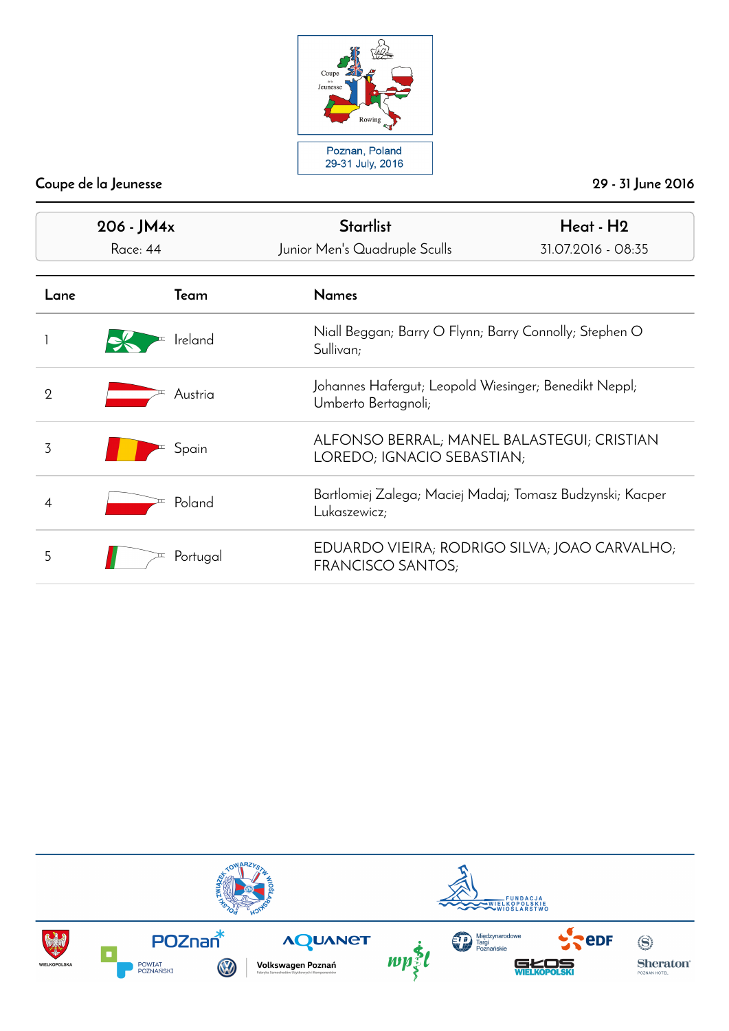Poznan, Poland
29-31 July, 2016

Coupe de la Jeunesse — 29 - 31 June 2016

| 206 - JM4x | Startlist | Heat - H2 |
|---|---|---|
| Race: 44 | Junior Men's Quadruple Sculls | 31.07.2016 - 08:35 |

| Lane | Team | Names |
|---|---|---|
| 1 | Ireland | Niall Beggan; Barry O Flynn; Barry Connolly; Stephen O Sullivan; |
| 2 | Austria | Johannes Hafergut; Leopold Wiesinger; Benedikt Neppl; Umberto Bertagnoli; |
| 3 | Spain | ALFONSO BERRAL; MANEL BALASTEGUI; CRISTIAN LOREDO; IGNACIO SEBASTIAN; |
| 4 | Poland | Bartlomiej Zalega; Maciej Madaj; Tomasz Budzynski; Kacper Lukaszewicz; |
| 5 | Portugal | EDUARDO VIEIRA; RODRIGO SILVA; JOAO CARVALHO; FRANCISCO SANTOS; |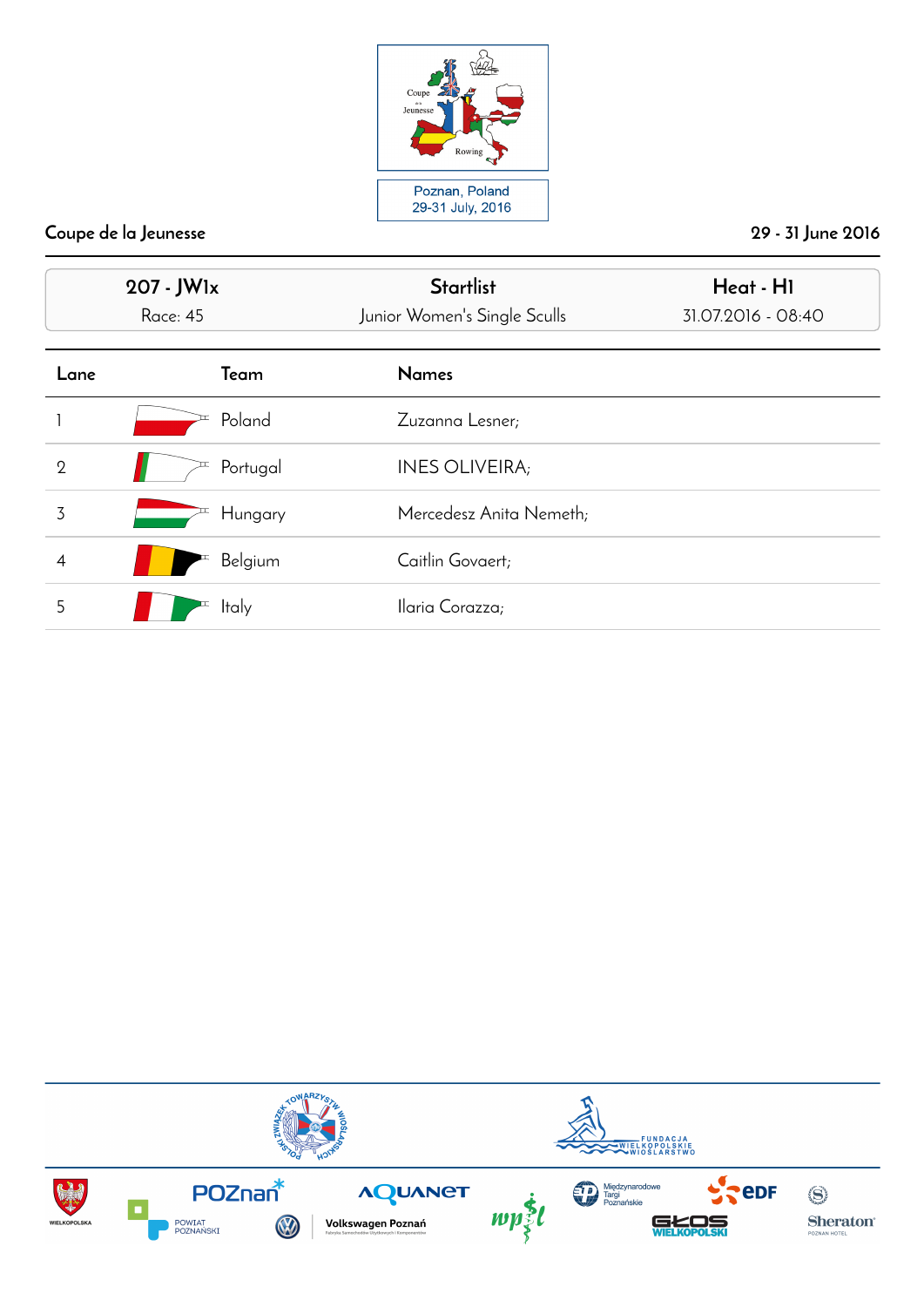Coupe de la Jeunesse 29 - 31 June 2016

| 207 - JW1x | Startlist | Heat - H1 |
|---|---|---|
| Race: 45 | Junior Women's Single Sculls | 31.07.2016 - 08:40 |

| Lane | Team | Names |
|---|---|---|
| 1 | Poland | Zuzanna Lesner; |
| 2 | Portugal | INES OLIVEIRA; |
| 3 | Hungary | Mercedesz Anita Nemeth; |
| 4 | Belgium | Caitlin Govaert; |
| 5 | Italy | Ilaria Corazza; |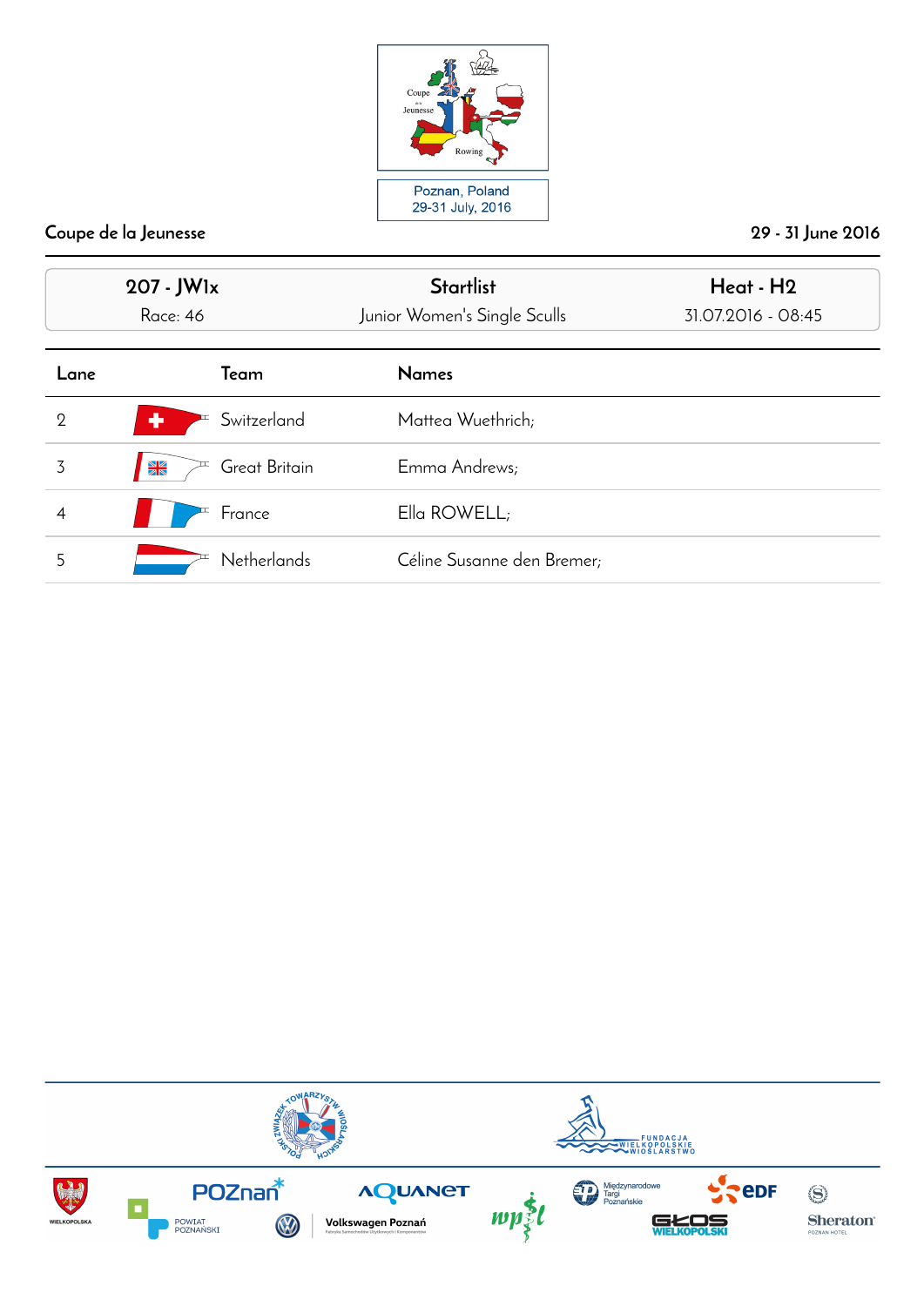Poznan, Poland
29-31 July, 2016

Coupe de la Jeunesse | 29 - 31 June 2016

| 207 - JW1x | Startlist | Heat - H2 |
|---|---|---|
| Race: 46 | Junior Women's Single Sculls | 31.07.2016 - 08:45 |

| Lane | Team | Names |
|---|---|---|
| 2 | Switzerland | Mattea Wuethrich; |
| 3 | Great Britain | Emma Andrews; |
| 4 | France | Ella ROWELL; |
| 5 | Netherlands | Céline Susanne den Bremer; |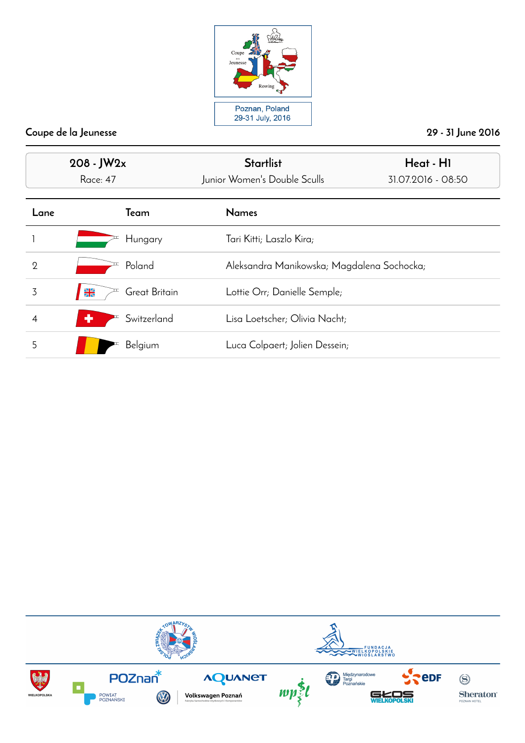Poznan, Poland
29-31 July, 2016

Coupe de la Jeunesse — 29 - 31 June 2016

| 208 - JW2x | Startlist | Heat - H1 |
|---|---|---|
| Race: 47 | Junior Women's Double Sculls | 31.07.2016 - 08:50 |

| Lane | Team | Names |
|---|---|---|
| 1 | Hungary | Tari Kitti; Laszlo Kira; |
| 2 | Poland | Aleksandra Manikowska; Magdalena Sochocka; |
| 3 | Great Britain | Lottie Orr; Danielle Semple; |
| 4 | Switzerland | Lisa Loetscher; Olivia Nacht; |
| 5 | Belgium | Luca Colpaert; Jolien Dessein; |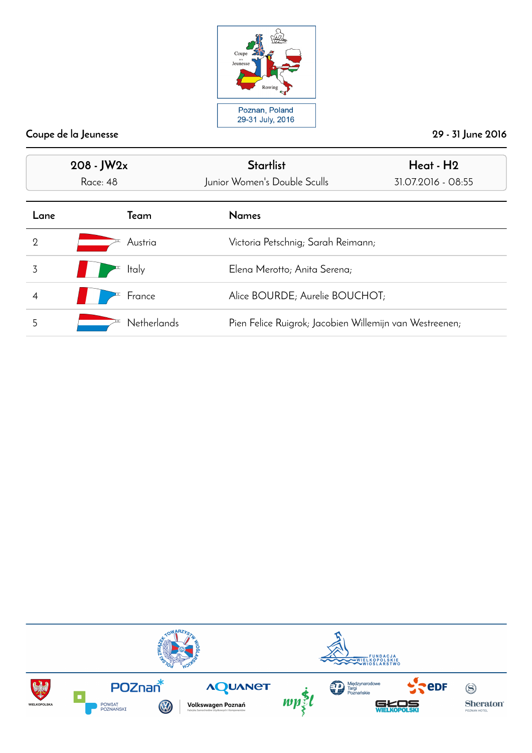Poznan, Poland
29-31 July, 2016

Coupe de la Jeunesse — 29 - 31 June 2016

| 208 - JW2x | Startlist | Heat - H2 |
|---|---|---|
| Race: 48 | Junior Women's Double Sculls | 31.07.2016 - 08:55 |

| Lane | Team | Names |
|---|---|---|
| 2 | Austria | Victoria Petschnig; Sarah Reimann; |
| 3 | Italy | Elena Merotto; Anita Serena; |
| 4 | France | Alice BOURDE; Aurelie BOUCHOT; |
| 5 | Netherlands | Pien Felice Ruigrok; Jacobien Willemijn van Westreenen; |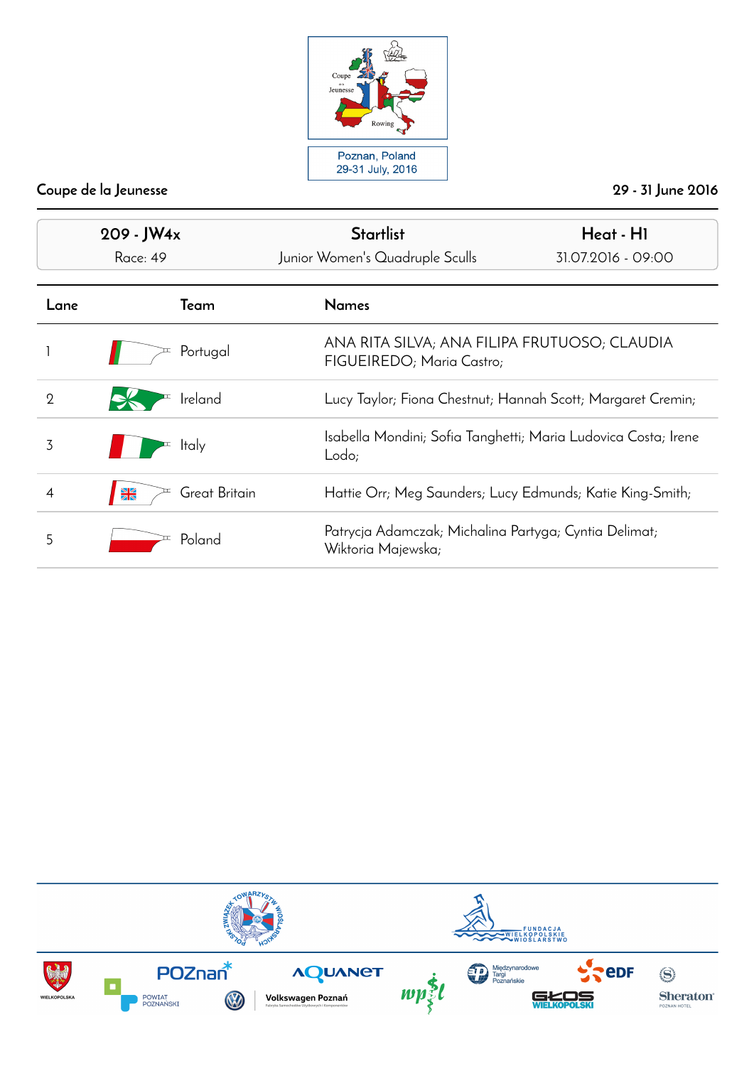Poznan, Poland
29-31 July, 2016

Coupe de la Jeunesse | 29 - 31 June 2016

| 209 - JW4x | Startlist | Heat - H1 |
|---|---|---|
| Race: 49 | Junior Women's Quadruple Sculls | 31.07.2016 - 09:00 |

| Lane | Team | Names |
|---|---|---|
| 1 | Portugal | ANA RITA SILVA; ANA FILIPA FRUTUOSO; CLAUDIA FIGUEIREDO; Maria Castro; |
| 2 | Ireland | Lucy Taylor; Fiona Chestnut; Hannah Scott; Margaret Cremin; |
| 3 | Italy | Isabella Mondini; Sofia Tanghetti; Maria Ludovica Costa; Irene Lodo; |
| 4 | Great Britain | Hattie Orr; Meg Saunders; Lucy Edmunds; Katie King-Smith; |
| 5 | Poland | Patrycja Adamczak; Michalina Partyga; Cyntia Delimat; Wiktoria Majewska; |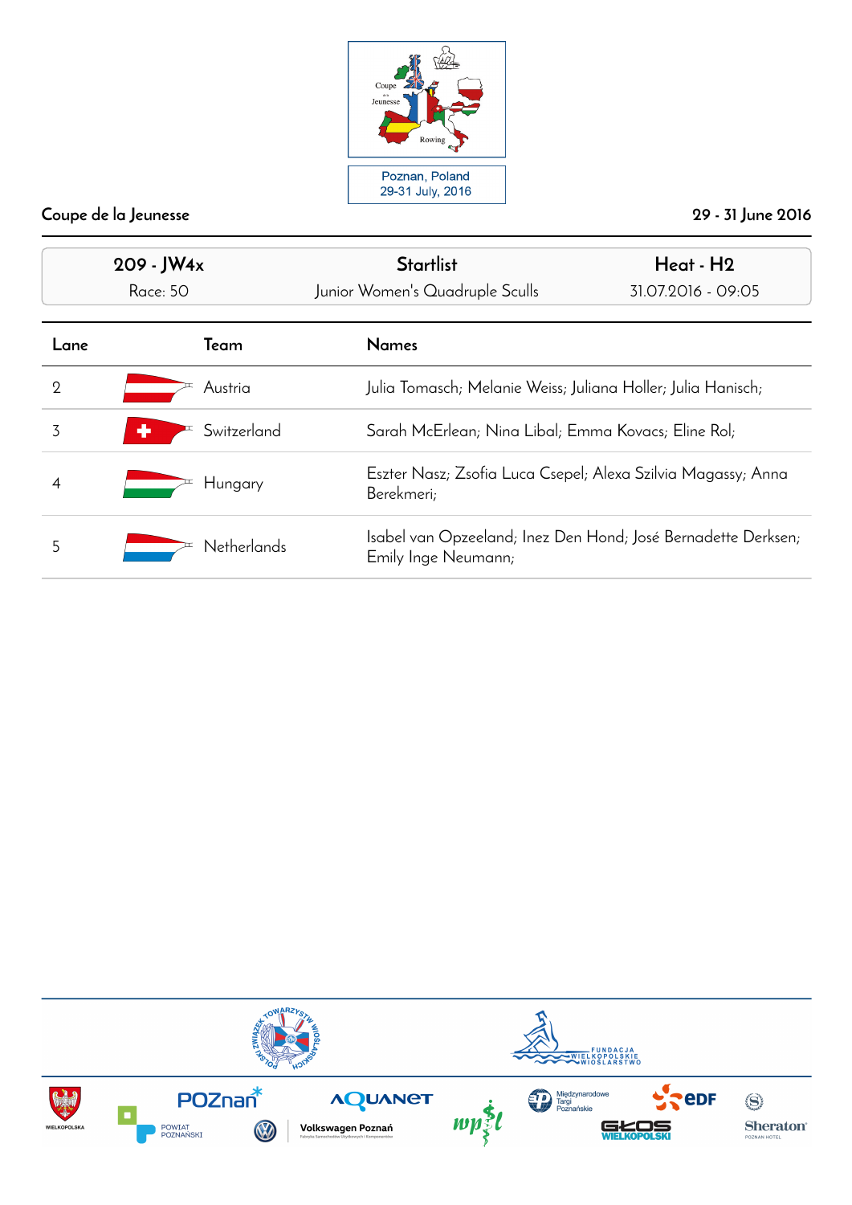Poznan, Poland
29-31 July, 2016

Coupe de la Jeunesse

29 - 31 June 2016

| 209 - JW4x | Startlist | Heat - H2 |
|---|---|---|
| Race: 50 | Junior Women's Quadruple Sculls | 31.07.2016 - 09:05 |

| Lane | Team | Names |
|---|---|---|
| 2 | Austria | Julia Tomasch; Melanie Weiss; Juliana Holler; Julia Hanisch; |
| 3 | Switzerland | Sarah McErlean; Nina Libal; Emma Kovacs; Eline Rol; |
| 4 | Hungary | Eszter Nasz; Zsofia Luca Csepel; Alexa Szilvia Magassy; Anna Berekmeri; |
| 5 | Netherlands | Isabel van Opzeeland; Inez Den Hond; José Bernadette Derksen; Emily Inge Neumann; |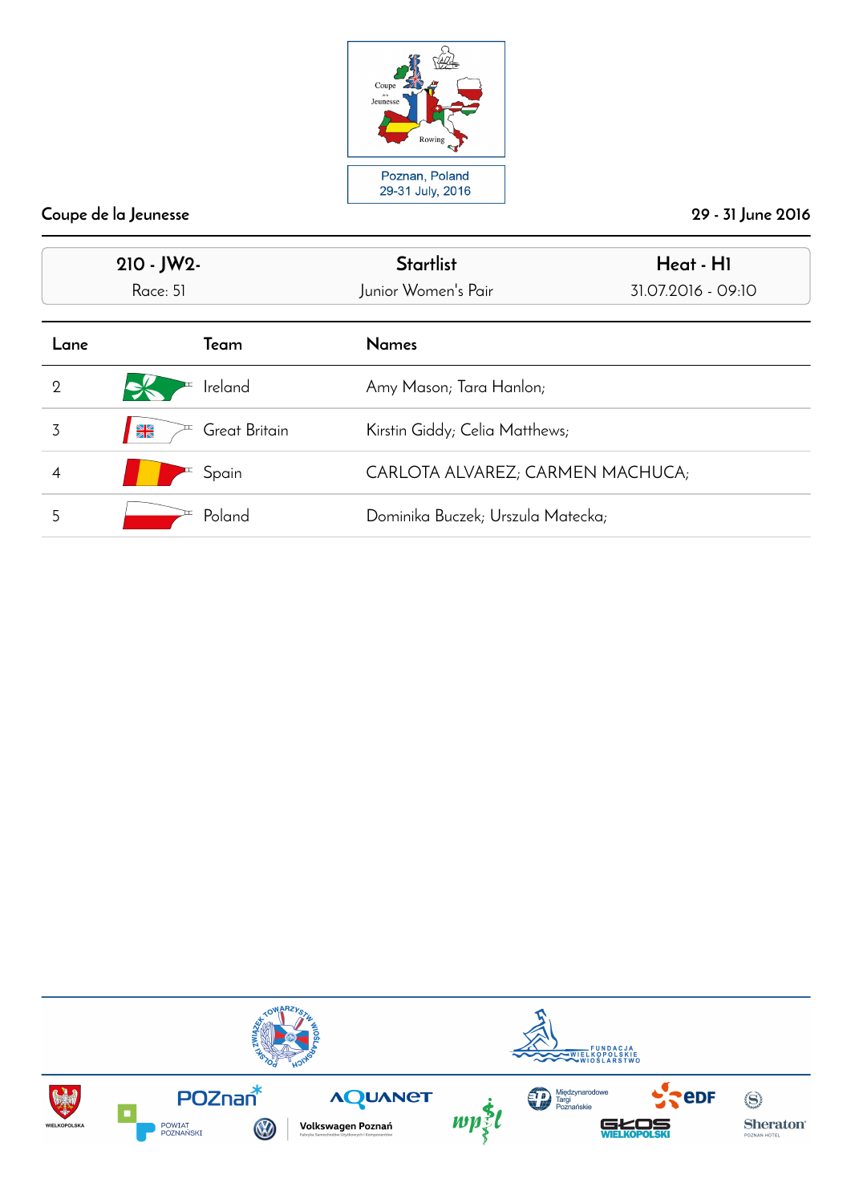Poznan, Poland
29-31 July, 2016

Coupe de la Jeunesse — 29 - 31 June 2016

| 210 - JW2- | Startlist | Heat - H1 |
|---|---|---|
| Race: 51 | Junior Women's Pair | 31.07.2016 - 09:10 |

| Lane | Team | Names |
|---|---|---|
| 2 | Ireland | Amy Mason; Tara Hanlon; |
| 3 | Great Britain | Kirstin Giddy; Celia Matthews; |
| 4 | Spain | CARLOTA ALVAREZ; CARMEN MACHUCA; |
| 5 | Poland | Dominika Buczek; Urszula Matecka; |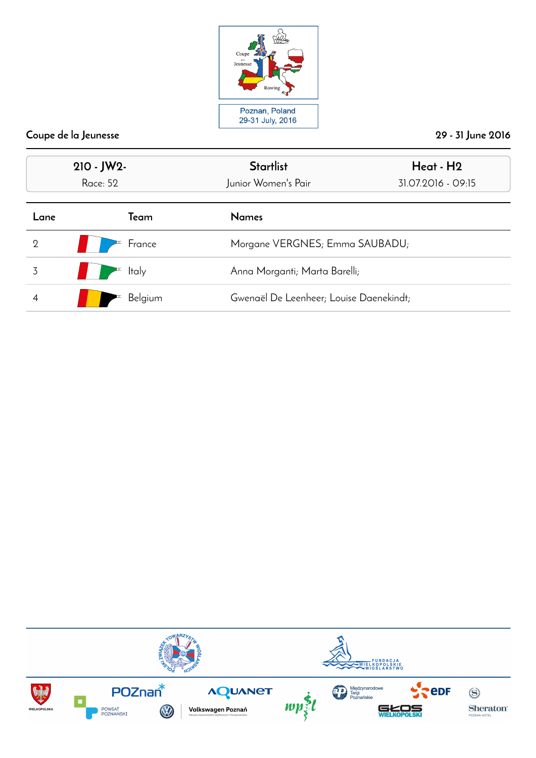Poznan, Poland
29-31 July, 2016

Coupe de la Jeunesse — 29 - 31 June 2016

| 210 - JW2- | Startlist | Heat - H2 |
|---|---|---|
| Race: 52 | Junior Women's Pair | 31.07.2016 - 09:15 |

| Lane | Team | Names |
|---|---|---|
| 2 | France | Morgane VERGNES; Emma SAUBADU; |
| 3 | Italy | Anna Morganti; Marta Barelli; |
| 4 | Belgium | Gwenaël De Leenheer; Louise Daenekindt; |